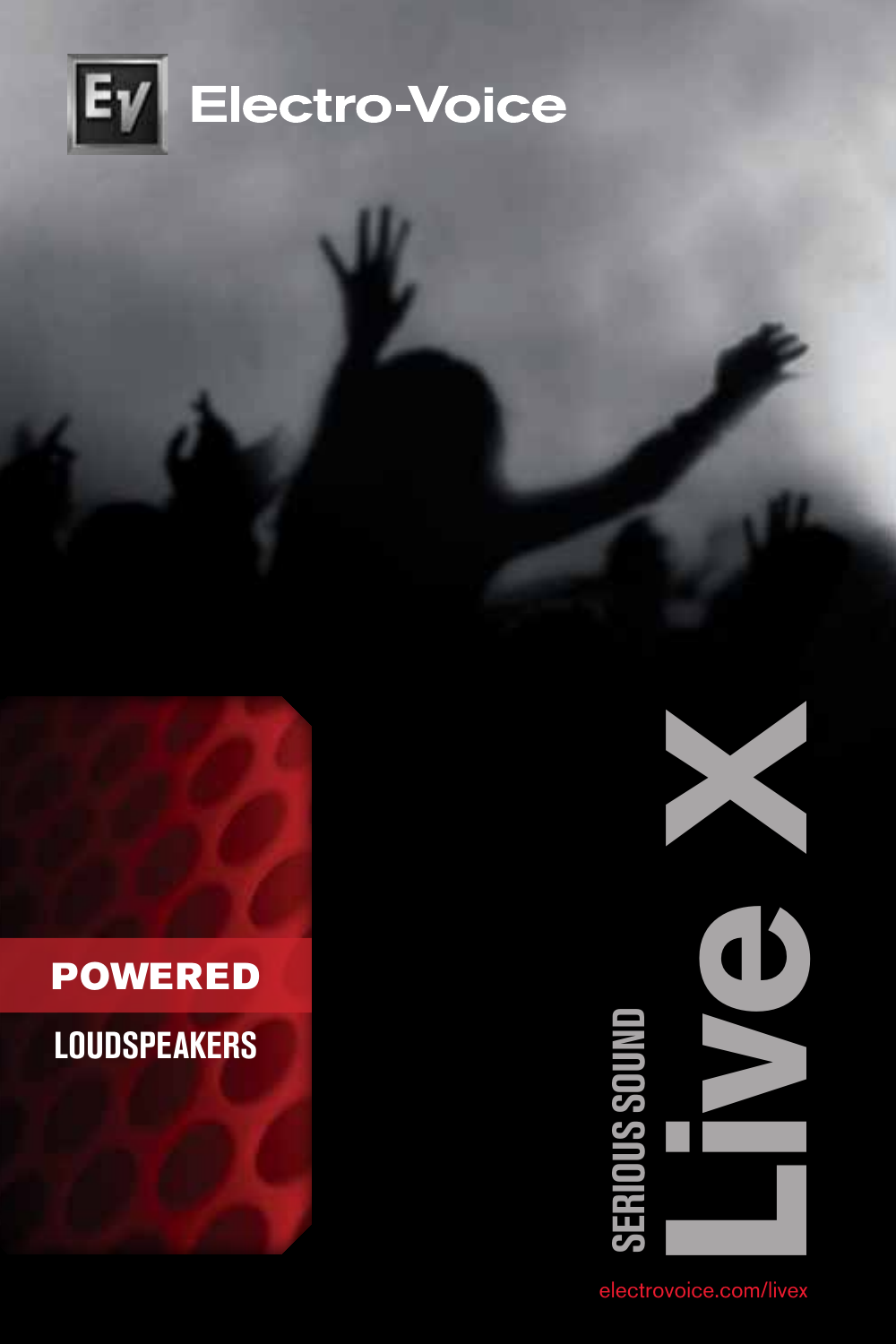Electro-Voice

# POWERED

## LOUDSPEAKERS

# Live X

SERIOUS SOUND

electrovoice.com/livex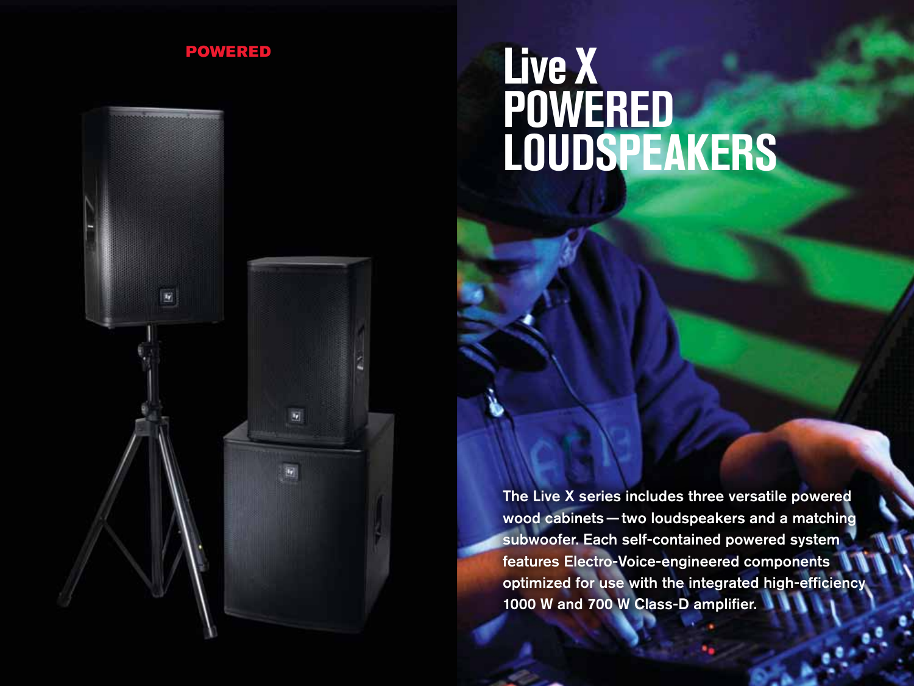POWERED

# Live X POWERED LOUDSPEAKERS

The Live X series includes three versatile powered wood cabinets — two loudspeakers and a matching subwoofer. Each self-contained powered system features Electro-Voice-engineered components optimized for use with the integrated high-efficiency 1000 W and 700 W Class-D amplifier.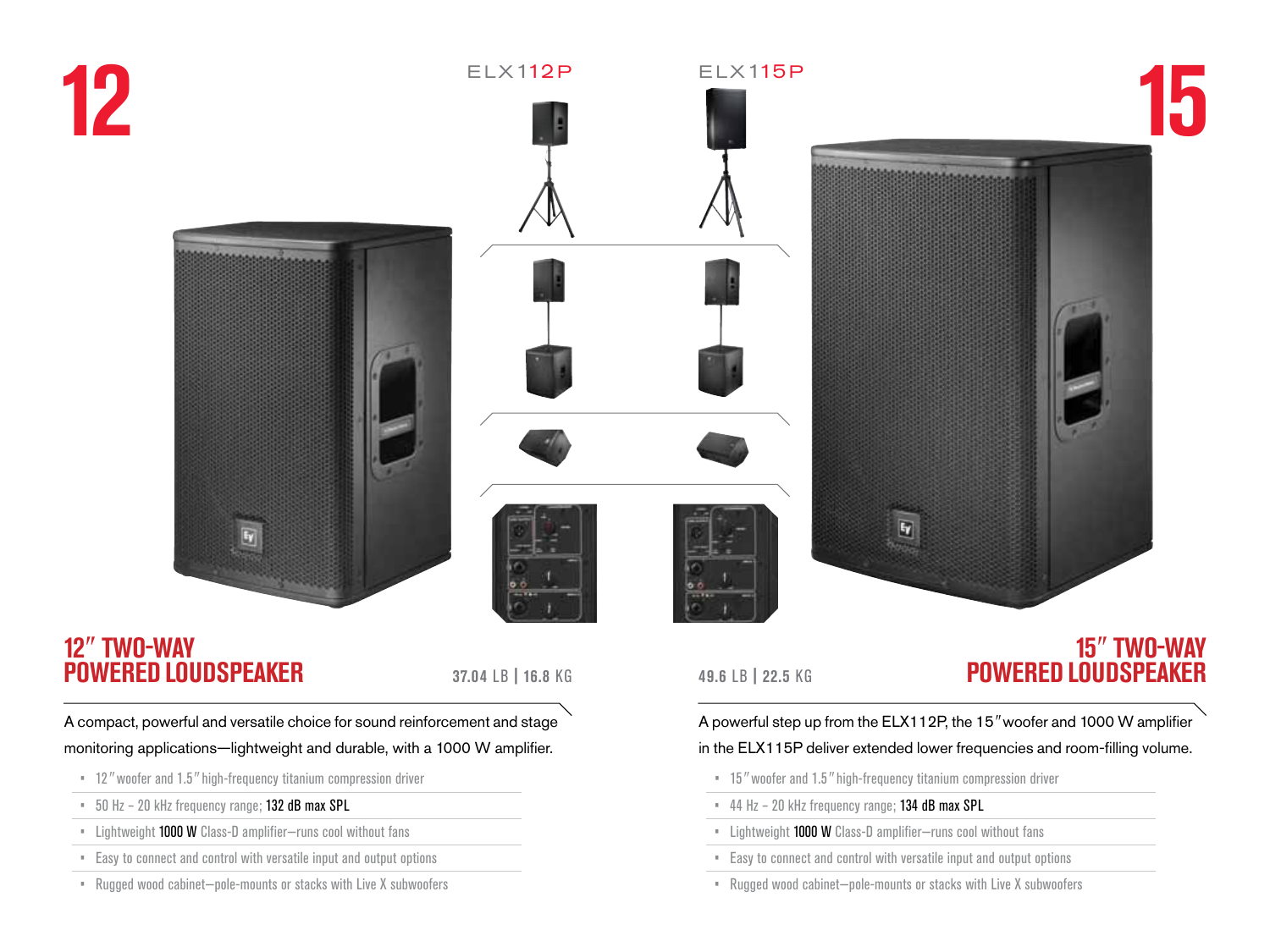# 12

ELX112P

ELX115P

# 15

## 12″ TWO-WAY POWERED LOUDSPEAKER

**37.04** LB | **16.8** KG

A compact, powerful and versatile choice for sound reinforcement and stage monitoring applications—lightweight and durable, with a 1000 W amplifier.

- 12″ woofer and 1.5″ high-frequency titanium compression driver
- 50 Hz – 20 kHz frequency range; **132 dB max SPL**
- Lightweight **1000 W** Class-D amplifier—runs cool without fans
- Easy to connect and control with versatile input and output options
- Rugged wood cabinet—pole-mounts or stacks with Live X subwoofers

## 15″ TWO-WAY POWERED LOUDSPEAKER

**49.6** LB | **22.5** KG

A powerful step up from the ELX112P, the 15″ woofer and 1000 W amplifier in the ELX115P deliver extended lower frequencies and room-filling volume.

- 15″ woofer and 1.5″ high-frequency titanium compression driver
- 44 Hz – 20 kHz frequency range; **134 dB max SPL**
- Lightweight **1000 W** Class-D amplifier—runs cool without fans
- Easy to connect and control with versatile input and output options
- Rugged wood cabinet—pole-mounts or stacks with Live X subwoofers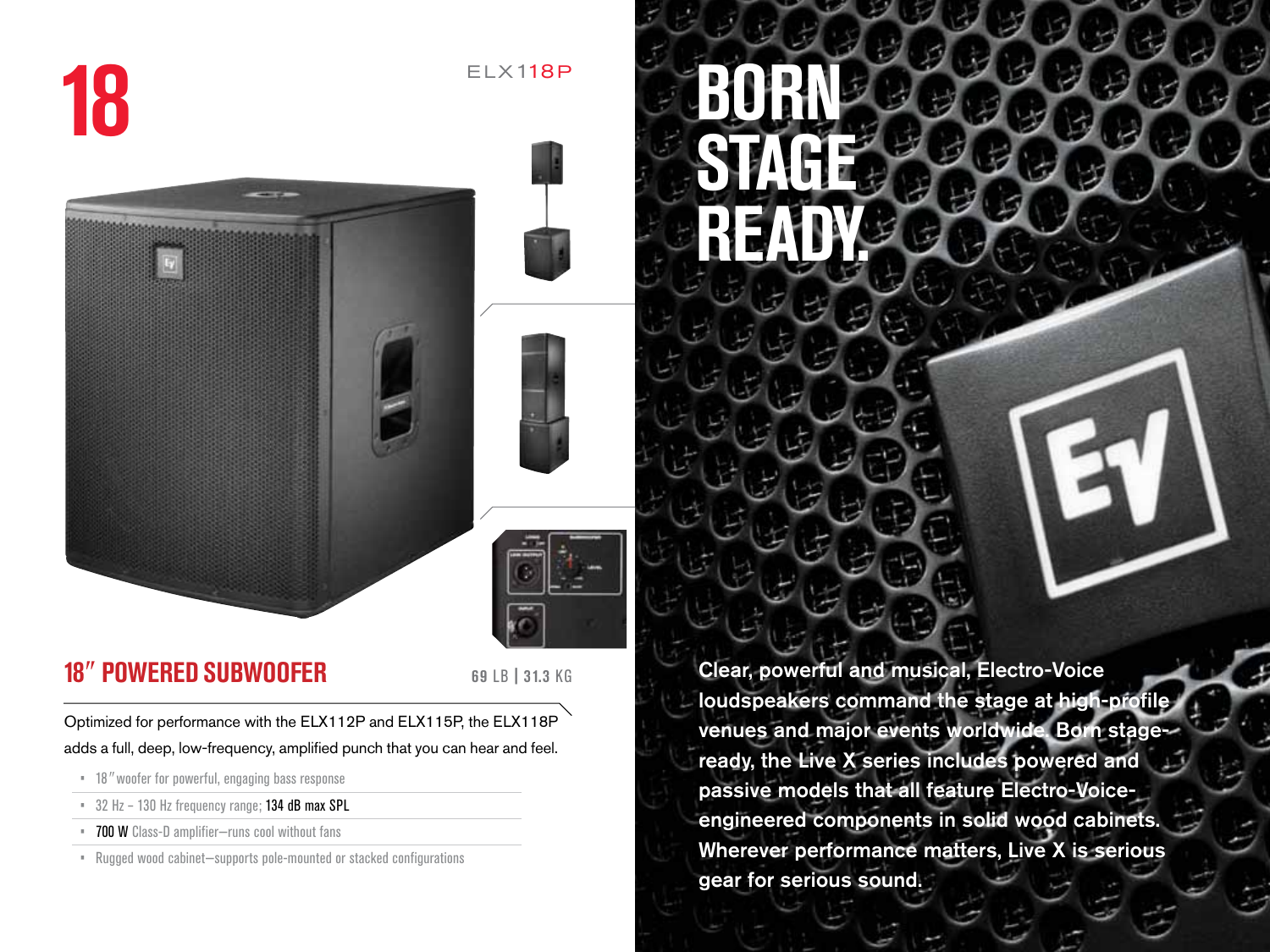# 18

ELX118P

## 18″ POWERED SUBWOOFER

**69** LB | **31.3** KG

Optimized for performance with the ELX112P and ELX115P, the ELX118P adds a full, deep, low-frequency, amplified punch that you can hear and feel.

- 18″ woofer for powerful, engaging bass response
- 32 Hz – 130 Hz frequency range; **134 dB max SPL**
- **700 W** Class-D amplifier—runs cool without fans
- Rugged wood cabinet—supports pole-mounted or stacked configurations

# BORN STAGE READY.

**Clear, powerful and musical, Electro-Voice loudspeakers command the stage at high-profile venues and major events worldwide. Born stage-ready, the Live X series includes powered and passive models that all feature Electro-Voice-engineered components in solid wood cabinets. Wherever performance matters, Live X is serious gear for serious sound.**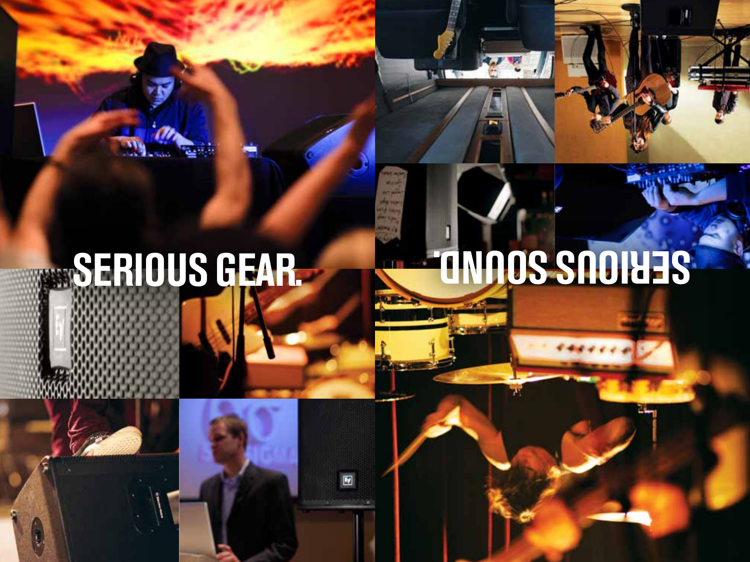SERIOUS GEAR.

SERIOUS SOUND.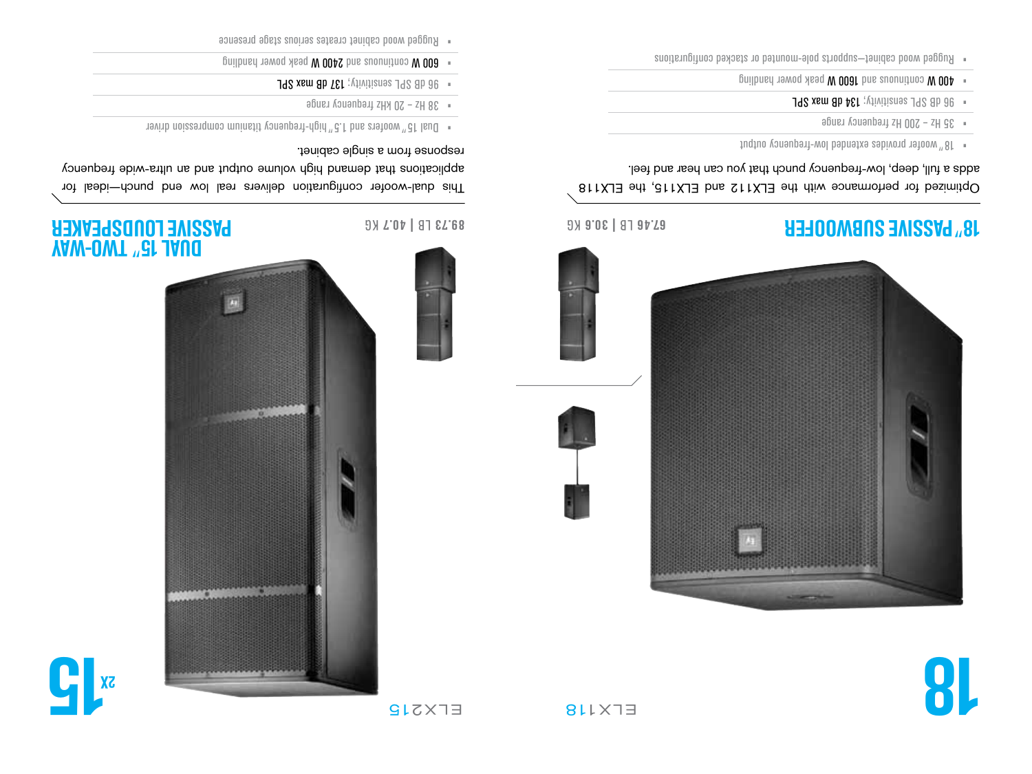# 18" PASSIVE SUBWOOFER

ELX118

67.46 LB | 30.6 KG

Optimized for performance with the the ELX112 and ELX115, the ELX118 adds a full, deep, low-frequency punch that you can hear and feel.

- 18" woofer provides extended low-frequency output
- 35 Hz – 200 Hz frequency range
- 96 dB SPL sensitivity; **134 dB max SPL**
- **400 W** continuous and **1600 W** peak power handling
- Rugged wood cabinet—supports pole-mounted or stacked configurations

# DUAL 15" TWO-WAY PASSIVE LOUDSPEAKER

ELX215

89.73 LB | 40.7 KG

This dual-woofer configuration delivers real low end and punch—ideal for applications that demand high volume output and an ultra-wide frequency response from a single cabinet.

- Dual 15" woofers and 1.5" high-frequency titanium compression driver
- 38 Hz – 20 kHz frequency range
- 96 dB SPL sensitivity; **137 dB max SPL**
- **600 W** continuous and **2400 W** peak power handling
- Rugged wood cabinet creates serious stage presence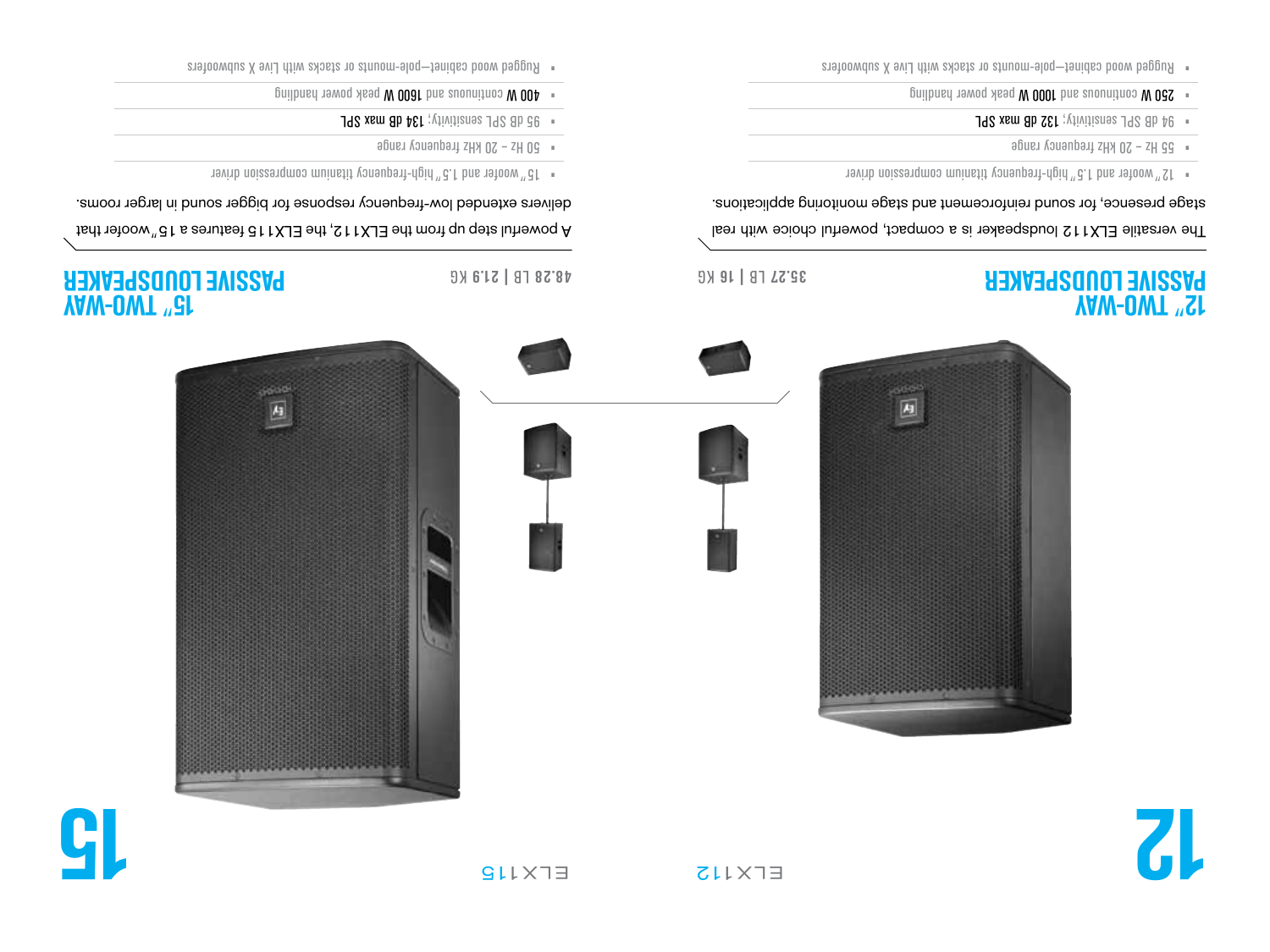# 12

## 12" TWO-WAY PASSIVE LOUDSPEAKER

35.27 LB | 16 KG

The versatile ELX112 loudspeaker is a compact, powerful choice with real stage presence, for sound reinforcement and stage monitoring applications.

- 12" woofer and 1.5" high-frequency titanium compression driver
- 55 Hz – 20 kHz frequency range
- 94 dB SPL sensitivity; 132 dB max SPL
- 250 W continuous and 1000 W peak power handling
- Rugged wood cabinet—pole-mounts or stacks with Live X subwoofers

ELX112

# 15

## 15" TWO-WAY PASSIVE LOUDSPEAKER

48.28 LB | 21.9 KG

A powerful step up from the ELX112, the ELX115 features a 15" woofer that delivers extended low-frequency response for bigger sound in larger rooms.

- 15" woofer and 1.5" high-frequency titanium compression driver
- 50 Hz – 20 kHz frequency range
- 95 dB SPL sensitivity; 134 dB max SPL
- 400 W continuous and 1600 W peak power handling
- Rugged wood cabinet—pole-mounts or stacks with Live X subwoofers

ELX115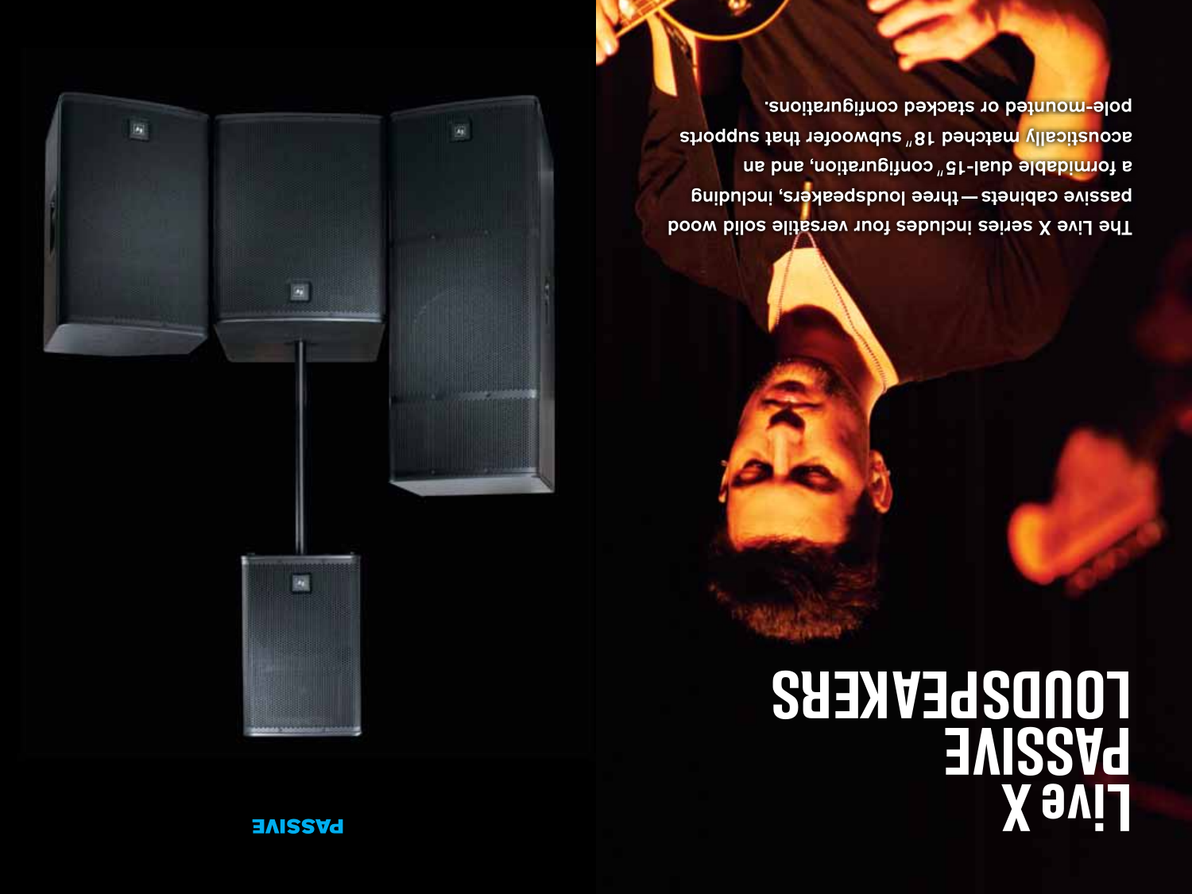# Live X PASSIVE LOUDSPEAKERS

The Live X series includes four versatile solid wood passive cabinets — three loudspeakers, including a formidable dual-15″ configuration, and an acoustically matched 18″ subwoofer that supports pole-mounted or stacked configurations.

PASSIVE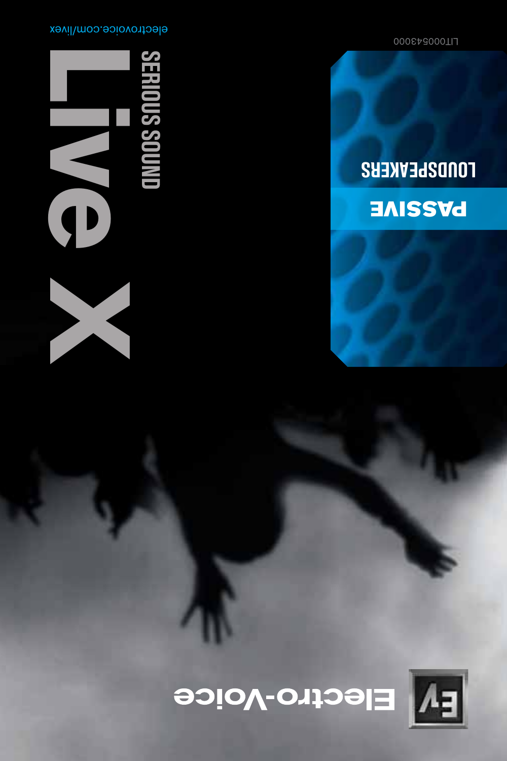# Live X

## SERIOUS SOUND

electrovoice.com/livex

LIT000543000

**PASSIVE**

LOUDSPEAKERS

Electro-Voice